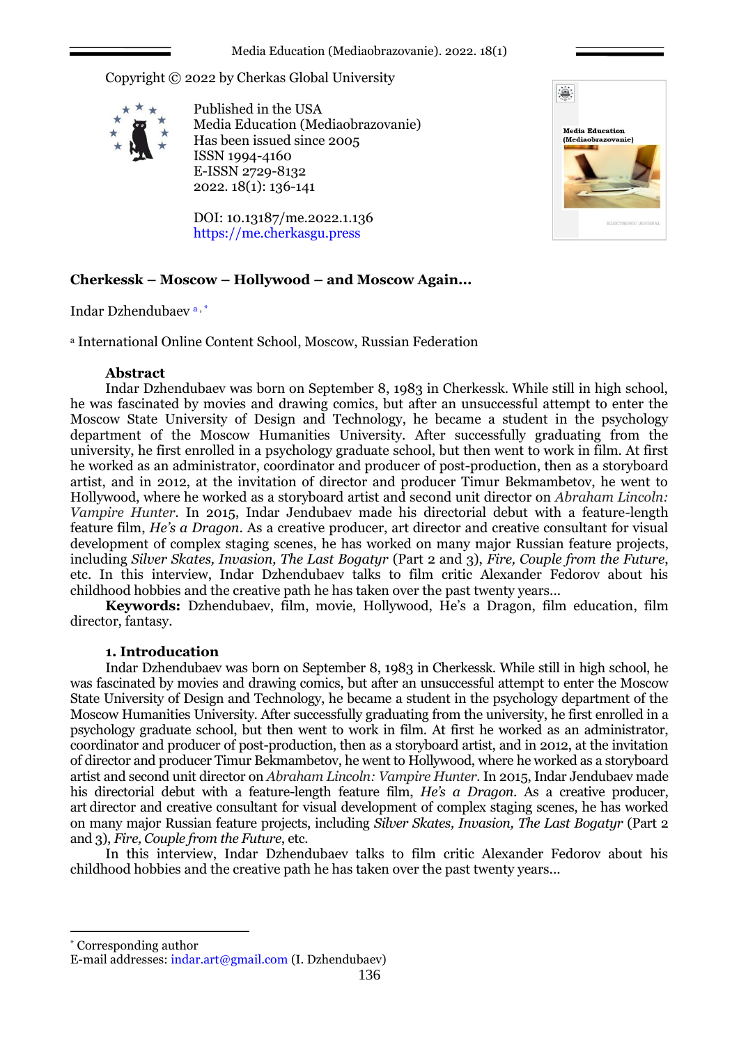Copyright © 2022 by Cherkas Global University

Published in the USA
Media Education (Mediaobrazovanie)
Has been issued since 2005
ISSN 1994-4160
E-ISSN 2729-8132
2022. 18(1): 136-141

DOI: 10.13187/me.2022.1.136
https://me.cherkasgu.press

# Cherkessk – Moscow – Hollywood – and Moscow Again…

Indar Dzhendubaev [a, *]

[a] International Online Content School, Moscow, Russian Federation

## Abstract

Indar Dzhendubaev was born on September 8, 1983 in Cherkessk. While still in high school, he was fascinated by movies and drawing comics, but after an unsuccessful attempt to enter the Moscow State University of Design and Technology, he became a student in the psychology department of the Moscow Humanities University. After successfully graduating from the university, he first enrolled in a psychology graduate school, but then went to work in film. At first he worked as an administrator, coordinator and producer of post-production, then as a storyboard artist, and in 2012, at the invitation of director and producer Timur Bekmambetov, he went to Hollywood, where he worked as a storyboard artist and second unit director on *Abraham Lincoln: Vampire Hunter*. In 2015, Indar Jendubaev made his directorial debut with a feature-length feature film, *He's a Dragon*. As a creative producer, art director and creative consultant for visual development of complex staging scenes, he has worked on many major Russian feature projects, including *Silver Skates, Invasion, The Last Bogatyr* (Part 2 and 3), *Fire, Couple from the Future*, etc. In this interview, Indar Dzhendubaev talks to film critic Alexander Fedorov about his childhood hobbies and the creative path he has taken over the past twenty years…

**Keywords:** Dzhendubaev, film, movie, Hollywood, He's a Dragon, film education, film director, fantasy.

## 1. Introduction

Indar Dzhendubaev was born on September 8, 1983 in Cherkessk. While still in high school, he was fascinated by movies and drawing comics, but after an unsuccessful attempt to enter the Moscow State University of Design and Technology, he became a student in the psychology department of the Moscow Humanities University. After successfully graduating from the university, he first enrolled in a psychology graduate school, but then went to work in film. At first he worked as an administrator, coordinator and producer of post-production, then as a storyboard artist, and in 2012, at the invitation of director and producer Timur Bekmambetov, he went to Hollywood, where he worked as a storyboard artist and second unit director on *Abraham Lincoln: Vampire Hunter*. In 2015, Indar Jendubaev made his directorial debut with a feature-length feature film, *He's a Dragon*. As a creative producer, art director and creative consultant for visual development of complex staging scenes, he has worked on many major Russian feature projects, including *Silver Skates, Invasion, The Last Bogatyr* (Part 2 and 3), *Fire, Couple from the Future*, etc.

In this interview, Indar Dzhendubaev talks to film critic Alexander Fedorov about his childhood hobbies and the creative path he has taken over the past twenty years…

---

* Corresponding author
E-mail addresses: indar.art@gmail.com (I. Dzhendubaev)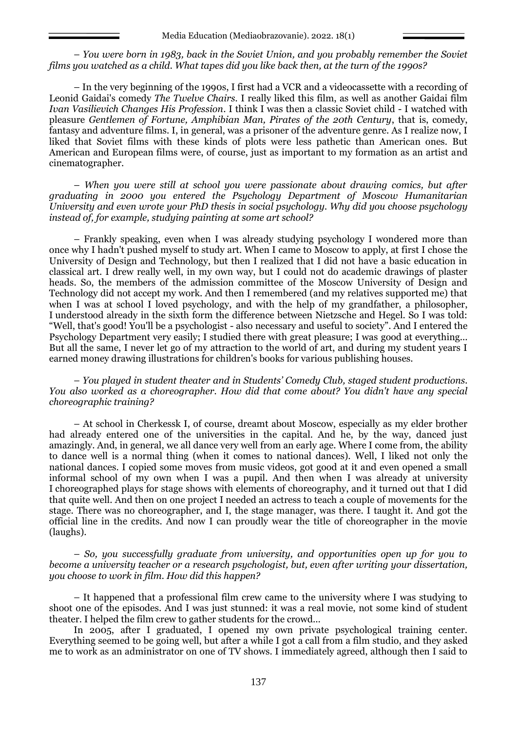*– You were born in 1983, back in the Soviet Union, and you probably remember the Soviet films you watched as a child. What tapes did you like back then, at the turn of the 1990s?*

– In the very beginning of the 1990s, I first had a VCR and a videocassette with a recording of Leonid Gaidai's comedy *The Twelve Chairs*. I really liked this film, as well as another Gaidai film *Ivan Vasilievich Changes His Profession*. I think I was then a classic Soviet child - I watched with pleasure *Gentlemen of Fortune, Amphibian Man, Pirates of the 20th Century*, that is, comedy, fantasy and adventure films. I, in general, was a prisoner of the adventure genre. As I realize now, I liked that Soviet films with these kinds of plots were less pathetic than American ones. But American and European films were, of course, just as important to my formation as an artist and cinematographer.

*– When you were still at school you were passionate about drawing comics, but after graduating in 2000 you entered the Psychology Department of Moscow Humanitarian University and even wrote your PhD thesis in social psychology. Why did you choose psychology instead of, for example, studying painting at some art school?*

– Frankly speaking, even when I was already studying psychology I wondered more than once why I hadn't pushed myself to study art. When I came to Moscow to apply, at first I chose the University of Design and Technology, but then I realized that I did not have a basic education in classical art. I drew really well, in my own way, but I could not do academic drawings of plaster heads. So, the members of the admission committee of the Moscow University of Design and Technology did not accept my work. And then I remembered (and my relatives supported me) that when I was at school I loved psychology, and with the help of my grandfather, a philosopher, I understood already in the sixth form the difference between Nietzsche and Hegel. So I was told: "Well, that's good! You'll be a psychologist - also necessary and useful to society". And I entered the Psychology Department very easily; I studied there with great pleasure; I was good at everything... But all the same, I never let go of my attraction to the world of art, and during my student years I earned money drawing illustrations for children's books for various publishing houses.

*– You played in student theater and in Students' Comedy Club, staged student productions. You also worked as a choreographer. How did that come about? You didn't have any special choreographic training?*

– At school in Cherkessk I, of course, dreamt about Moscow, especially as my elder brother had already entered one of the universities in the capital. And he, by the way, danced just amazingly. And, in general, we all dance very well from an early age. Where I come from, the ability to dance well is a normal thing (when it comes to national dances). Well, I liked not only the national dances. I copied some moves from music videos, got good at it and even opened a small informal school of my own when I was a pupil. And then when I was already at university I choreographed plays for stage shows with elements of choreography, and it turned out that I did that quite well. And then on one project I needed an actress to teach a couple of movements for the stage. There was no choreographer, and I, the stage manager, was there. I taught it. And got the official line in the credits. And now I can proudly wear the title of choreographer in the movie (laughs).

*– So, you successfully graduate from university, and opportunities open up for you to become a university teacher or a research psychologist, but, even after writing your dissertation, you choose to work in film. How did this happen?*

– It happened that a professional film crew came to the university where I was studying to shoot one of the episodes. And I was just stunned: it was a real movie, not some kind of student theater. I helped the film crew to gather students for the crowd...

In 2005, after I graduated, I opened my own private psychological training center. Everything seemed to be going well, but after a while I got a call from a film studio, and they asked me to work as an administrator on one of TV shows. I immediately agreed, although then I said to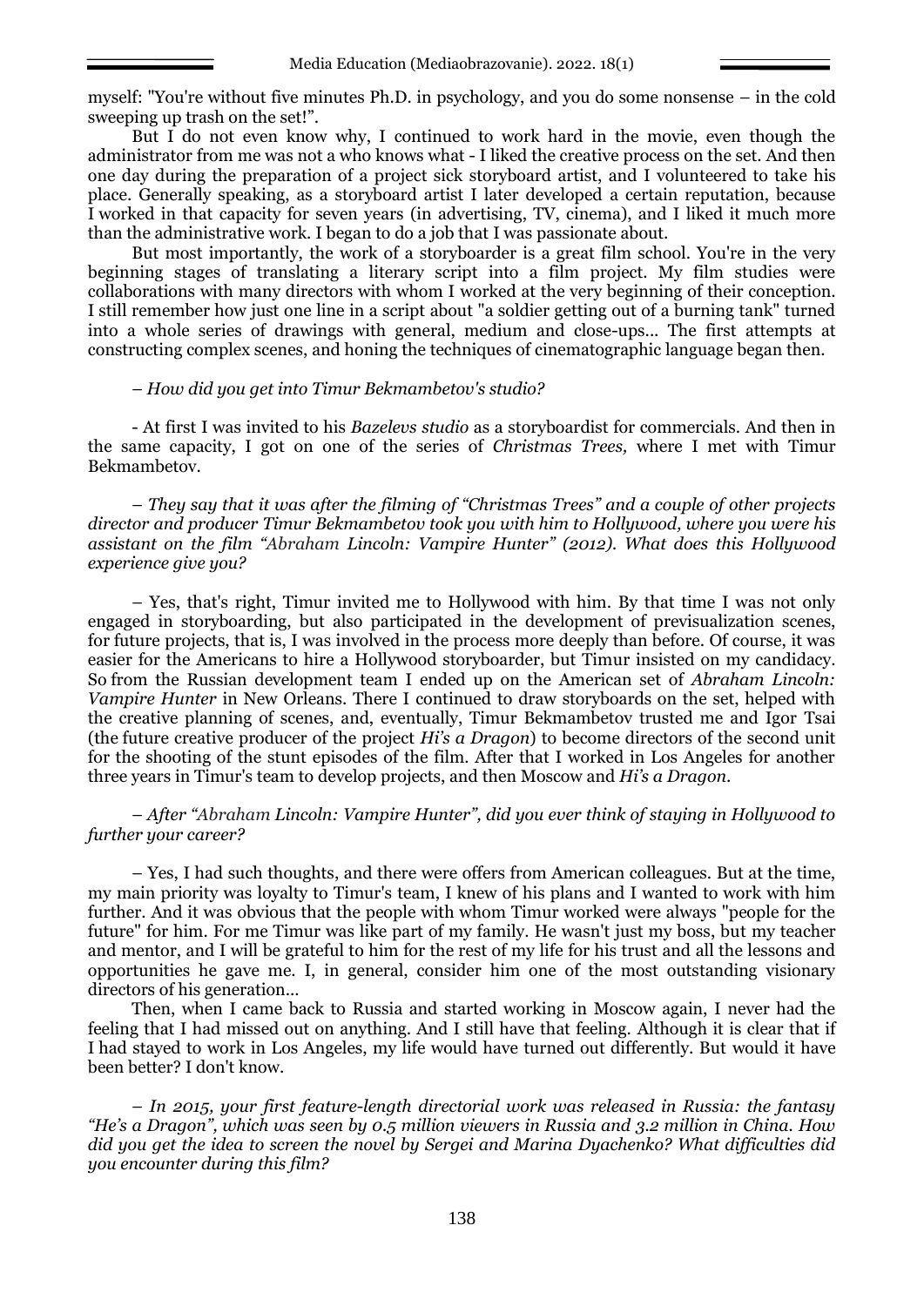myself: "You're without five minutes Ph.D. in psychology, and you do some nonsense – in the cold sweeping up trash on the set!".

But I do not even know why, I continued to work hard in the movie, even though the administrator from me was not a who knows what - I liked the creative process on the set. And then one day during the preparation of a project sick storyboard artist, and I volunteered to take his place. Generally speaking, as a storyboard artist I later developed a certain reputation, because I worked in that capacity for seven years (in advertising, TV, cinema), and I liked it much more than the administrative work. I began to do a job that I was passionate about.

But most importantly, the work of a storyboarder is a great film school. You're in the very beginning stages of translating a literary script into a film project. My film studies were collaborations with many directors with whom I worked at the very beginning of their conception. I still remember how just one line in a script about "a soldier getting out of a burning tank" turned into a whole series of drawings with general, medium and close-ups... The first attempts at constructing complex scenes, and honing the techniques of cinematographic language began then.

*– How did you get into Timur Bekmambetov's studio?*

- At first I was invited to his *Bazelevs studio* as a storyboardist for commercials. And then in the same capacity, I got on one of the series of *Christmas Trees,* where I met with Timur Bekmambetov.

*– They say that it was after the filming of "Christmas Trees" and a couple of other projects director and producer Timur Bekmambetov took you with him to Hollywood, where you were his assistant on the film "Abraham Lincoln: Vampire Hunter" (2012). What does this Hollywood experience give you?*

– Yes, that's right, Timur invited me to Hollywood with him. By that time I was not only engaged in storyboarding, but also participated in the development of previsualization scenes, for future projects, that is, I was involved in the process more deeply than before. Of course, it was easier for the Americans to hire a Hollywood storyboarder, but Timur insisted on my candidacy. So from the Russian development team I ended up on the American set of *Abraham Lincoln: Vampire Hunter* in New Orleans. There I continued to draw storyboards on the set, helped with the creative planning of scenes, and, eventually, Timur Bekmambetov trusted me and Igor Tsai (the future creative producer of the project *Hi's a Dragon*) to become directors of the second unit for the shooting of the stunt episodes of the film. After that I worked in Los Angeles for another three years in Timur's team to develop projects, and then Moscow and *Hi's a Dragon*.

*– After "Abraham Lincoln: Vampire Hunter", did you ever think of staying in Hollywood to further your career?*

– Yes, I had such thoughts, and there were offers from American colleagues. But at the time, my main priority was loyalty to Timur's team, I knew of his plans and I wanted to work with him further. And it was obvious that the people with whom Timur worked were always "people for the future" for him. For me Timur was like part of my family. He wasn't just my boss, but my teacher and mentor, and I will be grateful to him for the rest of my life for his trust and all the lessons and opportunities he gave me. I, in general, consider him one of the most outstanding visionary directors of his generation...

Then, when I came back to Russia and started working in Moscow again, I never had the feeling that I had missed out on anything. And I still have that feeling. Although it is clear that if I had stayed to work in Los Angeles, my life would have turned out differently. But would it have been better? I don't know.

*– In 2015, your first feature-length directorial work was released in Russia: the fantasy "He's a Dragon", which was seen by 0.5 million viewers in Russia and 3.2 million in China. How did you get the idea to screen the novel by Sergei and Marina Dyachenko? What difficulties did you encounter during this film?*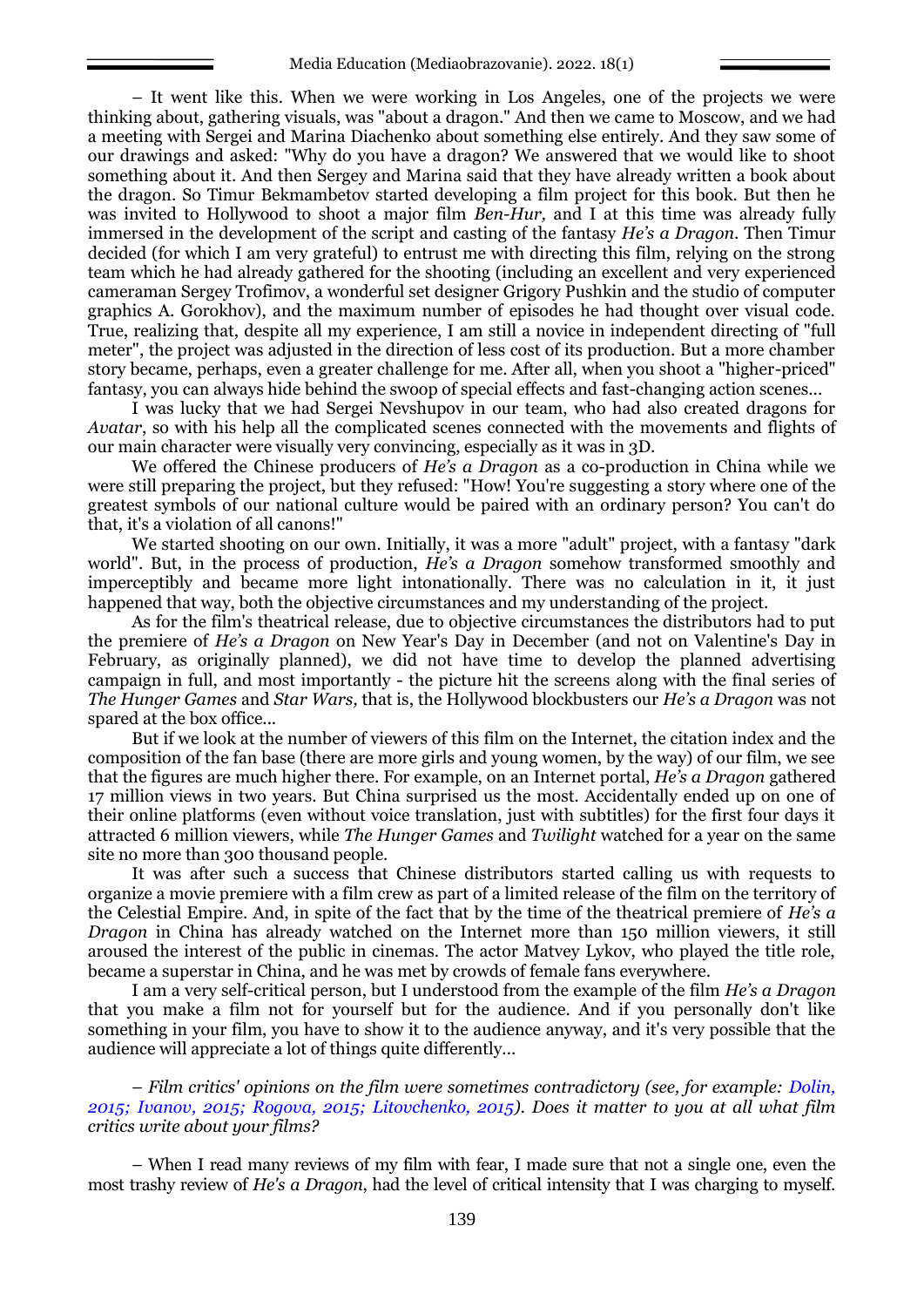– It went like this. When we were working in Los Angeles, one of the projects we were thinking about, gathering visuals, was "about a dragon." And then we came to Moscow, and we had a meeting with Sergei and Marina Diachenko about something else entirely. And they saw some of our drawings and asked: "Why do you have a dragon? We answered that we would like to shoot something about it. And then Sergey and Marina said that they have already written a book about the dragon. So Timur Bekmambetov started developing a film project for this book. But then he was invited to Hollywood to shoot a major film *Ben-Hur,* and I at this time was already fully immersed in the development of the script and casting of the fantasy *He's a Dragon*. Then Timur decided (for which I am very grateful) to entrust me with directing this film, relying on the strong team which he had already gathered for the shooting (including an excellent and very experienced cameraman Sergey Trofimov, a wonderful set designer Grigory Pushkin and the studio of computer graphics A. Gorokhov), and the maximum number of episodes he had thought over visual code. True, realizing that, despite all my experience, I am still a novice in independent directing of "full meter", the project was adjusted in the direction of less cost of its production. But a more chamber story became, perhaps, even a greater challenge for me. After all, when you shoot a "higher-priced" fantasy, you can always hide behind the swoop of special effects and fast-changing action scenes...

I was lucky that we had Sergei Nevshupov in our team, who had also created dragons for *Avatar*, so with his help all the complicated scenes connected with the movements and flights of our main character were visually very convincing, especially as it was in 3D.

We offered the Chinese producers of *He's a Dragon* as a co-production in China while we were still preparing the project, but they refused: "How! You're suggesting a story where one of the greatest symbols of our national culture would be paired with an ordinary person? You can't do that, it's a violation of all canons!"

We started shooting on our own. Initially, it was a more "adult" project, with a fantasy "dark world". But, in the process of production, *He's a Dragon* somehow transformed smoothly and imperceptibly and became more light intonationally. There was no calculation in it, it just happened that way, both the objective circumstances and my understanding of the project.

As for the film's theatrical release, due to objective circumstances the distributors had to put the premiere of *He's a Dragon* on New Year's Day in December (and not on Valentine's Day in February, as originally planned), we did not have time to develop the planned advertising campaign in full, and most importantly - the picture hit the screens along with the final series of *The Hunger Games* and *Star Wars,* that is, the Hollywood blockbusters our *He's a Dragon* was not spared at the box office...

But if we look at the number of viewers of this film on the Internet, the citation index and the composition of the fan base (there are more girls and young women, by the way) of our film, we see that the figures are much higher there. For example, on an Internet portal, *He's a Dragon* gathered 17 million views in two years. But China surprised us the most. Accidentally ended up on one of their online platforms (even without voice translation, just with subtitles) for the first four days it attracted 6 million viewers, while *The Hunger Games* and *Twilight* watched for a year on the same site no more than 300 thousand people.

It was after such a success that Chinese distributors started calling us with requests to organize a movie premiere with a film crew as part of a limited release of the film on the territory of the Celestial Empire. And, in spite of the fact that by the time of the theatrical premiere of *He's a Dragon* in China has already watched on the Internet more than 150 million viewers, it still aroused the interest of the public in cinemas. The actor Matvey Lykov, who played the title role, became a superstar in China, and he was met by crowds of female fans everywhere.

I am a very self-critical person, but I understood from the example of the film *He's a Dragon* that you make a film not for yourself but for the audience. And if you personally don't like something in your film, you have to show it to the audience anyway, and it's very possible that the audience will appreciate a lot of things quite differently...

*– Film critics' opinions on the film were sometimes contradictory (see, for example: Dolin, 2015; Ivanov, 2015; Rogova, 2015; Litovchenko, 2015). Does it matter to you at all what film critics write about your films?*

– When I read many reviews of my film with fear, I made sure that not a single one, even the most trashy review of *He's a Dragon*, had the level of critical intensity that I was charging to myself.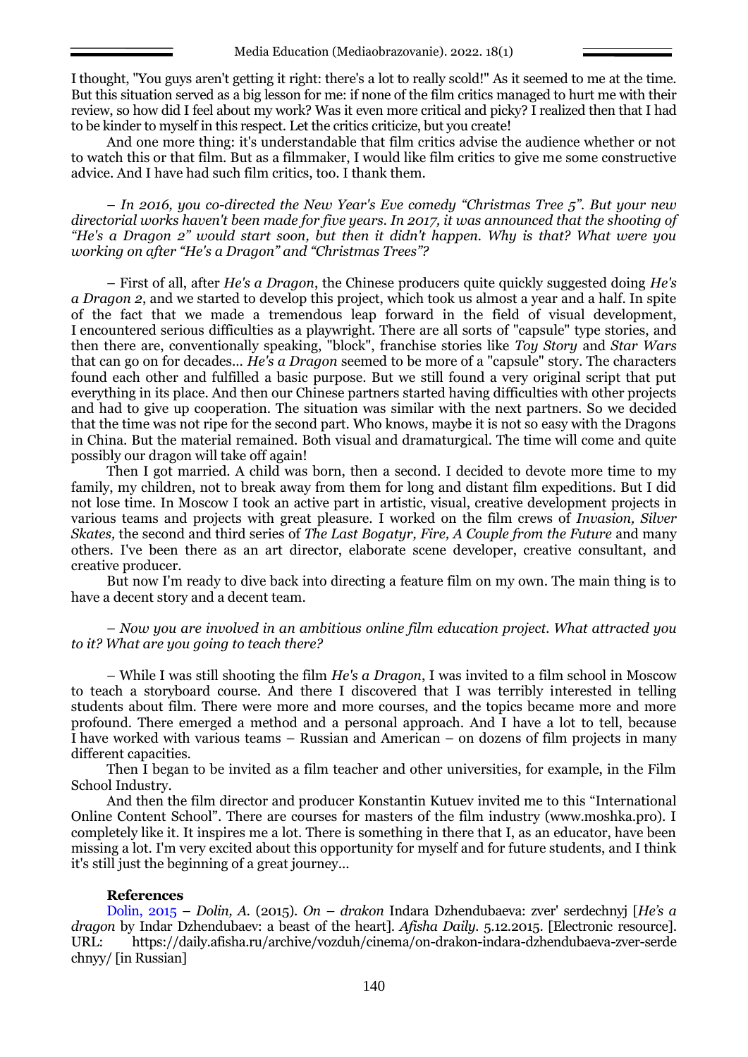I thought, "You guys aren't getting it right: there's a lot to really scold!" As it seemed to me at the time. But this situation served as a big lesson for me: if none of the film critics managed to hurt me with their review, so how did I feel about my work? Was it even more critical and picky? I realized then that I had to be kinder to myself in this respect. Let the critics criticize, but you create!

And one more thing: it's understandable that film critics advise the audience whether or not to watch this or that film. But as a filmmaker, I would like film critics to give me some constructive advice. And I have had such film critics, too. I thank them.

*– In 2016, you co-directed the New Year's Eve comedy "Christmas Tree 5". But your new directorial works haven't been made for five years. In 2017, it was announced that the shooting of "He's a Dragon 2" would start soon, but then it didn't happen. Why is that? What were you working on after "He's a Dragon" and "Christmas Trees"?*

– First of all, after *He's a Dragon*, the Chinese producers quite quickly suggested doing *He's a Dragon 2*, and we started to develop this project, which took us almost a year and a half. In spite of the fact that we made a tremendous leap forward in the field of visual development, I encountered serious difficulties as a playwright. There are all sorts of "capsule" type stories, and then there are, conventionally speaking, "block", franchise stories like *Toy Story* and *Star Wars* that can go on for decades… *He's a Dragon* seemed to be more of a "capsule" story. The characters found each other and fulfilled a basic purpose. But we still found a very original script that put everything in its place. And then our Chinese partners started having difficulties with other projects and had to give up cooperation. The situation was similar with the next partners. So we decided that the time was not ripe for the second part. Who knows, maybe it is not so easy with the Dragons in China. But the material remained. Both visual and dramaturgical. The time will come and quite possibly our dragon will take off again!

Then I got married. A child was born, then a second. I decided to devote more time to my family, my children, not to break away from them for long and distant film expeditions. But I did not lose time. In Moscow I took an active part in artistic, visual, creative development projects in various teams and projects with great pleasure. I worked on the film crews of *Invasion, Silver Skates,* the second and third series of *The Last Bogatyr, Fire, A Couple from the Future* and many others. I've been there as an art director, elaborate scene developer, creative consultant, and creative producer.

But now I'm ready to dive back into directing a feature film on my own. The main thing is to have a decent story and a decent team.

*– Now you are involved in an ambitious online film education project. What attracted you to it? What are you going to teach there?*

– While I was still shooting the film *He's a Dragon*, I was invited to a film school in Moscow to teach a storyboard course. And there I discovered that I was terribly interested in telling students about film. There were more and more courses, and the topics became more and more profound. There emerged a method and a personal approach. And I have a lot to tell, because I have worked with various teams – Russian and American – on dozens of film projects in many different capacities.

Then I began to be invited as a film teacher and other universities, for example, in the Film School Industry.

And then the film director and producer Konstantin Kutuev invited me to this "International Online Content School". There are courses for masters of the film industry (www.moshka.pro). I completely like it. It inspires me a lot. There is something in there that I, as an educator, have been missing a lot. I'm very excited about this opportunity for myself and for future students, and I think it's still just the beginning of a great journey…

**References**

Dolin, 2015 – *Dolin, A.* (2015). *On – drakon* Indara Dzhendubaeva: zver' serdechnyj [*He's a dragon* by Indar Dzhendubaev: a beast of the heart]. *Afisha Daily*. 5.12.2015. [Electronic resource]. URL: https://daily.afisha.ru/archive/vozduh/cinema/on-drakon-indara-dzhendubaeva-zver-serdechnyy/ [in Russian]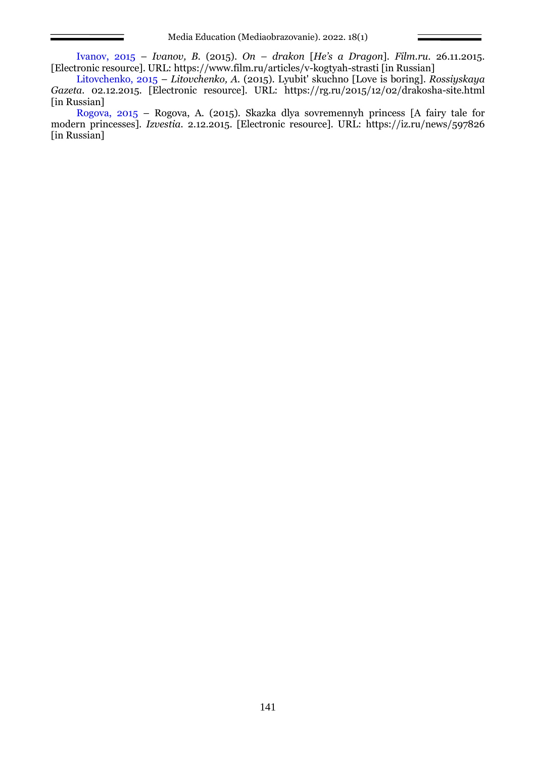Ivanov, 2015 – *Ivanov, B.* (2015). *On – drakon* [*He's a Dragon*]. *Film.ru*. 26.11.2015. [Electronic resource]. URL: https://www.film.ru/articles/v-kogtyah-strasti [in Russian]

Litovchenko, 2015 – *Litovchenko, A.* (2015). Lyubit' skuchno [Love is boring]. *Rossiyskaya Gazeta*. 02.12.2015. [Electronic resource]. URL: https://rg.ru/2015/12/02/drakosha-site.html [in Russian]

Rogova, 2015 – Rogova, A. (2015). Skazka dlya sovremennyh princess [A fairy tale for modern princesses]. *Izvestia*. 2.12.2015. [Electronic resource]. URL: https://iz.ru/news/597826 [in Russian]